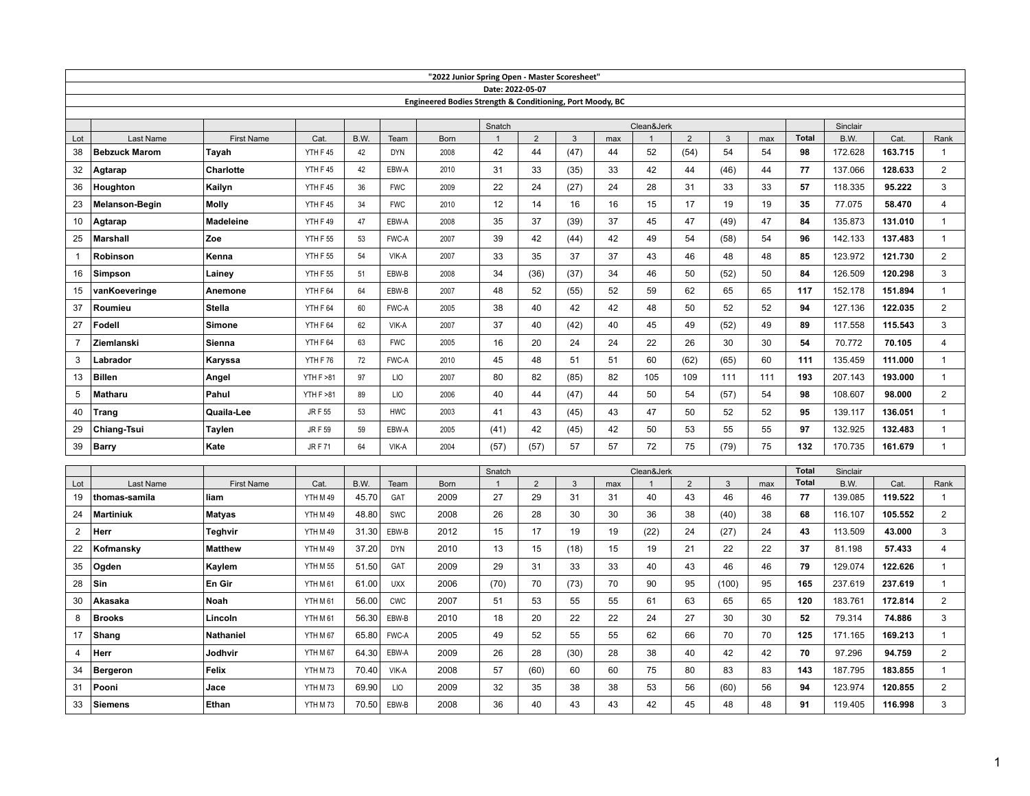# "2022 Junior Spring Open - Master Scoresheet"

Date: 2022-05-07

Engineered Bodies Strength & Conditioning, Port Moody, BC

| | | | | | | | Snatch | | | | Clean&Jerk | | | | | Sinclair | | |
|---|---|---|---|---|---|---|---|---|---|---|---|---|---|---|---|---|---|---|
| Lot | Last Name | First Name | Cat. | B.W. | Team | Born | 1 | 2 | 3 | max | 1 | 2 | 3 | max | **Total** | B.W. | Cat. | Rank |
| 38 | **Bebzuck Marom** | **Tayah** | YTH F 45 | 42 | DYN | 2008 | 42 | 44 | (47) | 44 | 52 | (54) | 54 | 54 | **98** | 172.628 | **163.715** | 1 |
| 32 | **Agtarap** | **Charlotte** | YTH F 45 | 42 | EBW-A | 2010 | 31 | 33 | (35) | 33 | 42 | 44 | (46) | 44 | **77** | 137.066 | **128.633** | 2 |
| 36 | **Houghton** | **Kailyn** | YTH F 45 | 36 | FWC | 2009 | 22 | 24 | (27) | 24 | 28 | 31 | 33 | 33 | **57** | 118.335 | **95.222** | 3 |
| 23 | **Melanson-Begin** | **Molly** | YTH F 45 | 34 | FWC | 2010 | 12 | 14 | 16 | 16 | 15 | 17 | 19 | 19 | **35** | 77.075 | **58.470** | 4 |
| 10 | **Agtarap** | **Madeleine** | YTH F 49 | 47 | EBW-A | 2008 | 35 | 37 | (39) | 37 | 45 | 47 | (49) | 47 | **84** | 135.873 | **131.010** | 1 |
| 25 | **Marshall** | **Zoe** | YTH F 55 | 53 | FWC-A | 2007 | 39 | 42 | (44) | 42 | 49 | 54 | (58) | 54 | **96** | 142.133 | **137.483** | 1 |
| 1 | **Robinson** | **Kenna** | YTH F 55 | 54 | VIK-A | 2007 | 33 | 35 | 37 | 37 | 43 | 46 | 48 | 48 | **85** | 123.972 | **121.730** | 2 |
| 16 | **Simpson** | **Lainey** | YTH F 55 | 51 | EBW-B | 2008 | 34 | (36) | (37) | 34 | 46 | 50 | (52) | 50 | **84** | 126.509 | **120.298** | 3 |
| 15 | **vanKoeveringe** | **Anemone** | YTH F 64 | 64 | EBW-B | 2007 | 48 | 52 | (55) | 52 | 59 | 62 | 65 | 65 | **117** | 152.178 | **151.894** | 1 |
| 37 | **Roumieu** | **Stella** | YTH F 64 | 60 | FWC-A | 2005 | 38 | 40 | 42 | 42 | 48 | 50 | 52 | 52 | **94** | 127.136 | **122.035** | 2 |
| 27 | **Fodell** | **Simone** | YTH F 64 | 62 | VIK-A | 2007 | 37 | 40 | (42) | 40 | 45 | 49 | (52) | 49 | **89** | 117.558 | **115.543** | 3 |
| 7 | **Ziemlanski** | **Sienna** | YTH F 64 | 63 | FWC | 2005 | 16 | 20 | 24 | 24 | 22 | 26 | 30 | 30 | **54** | 70.772 | **70.105** | 4 |
| 3 | **Labrador** | **Karyssa** | YTH F 76 | 72 | FWC-A | 2010 | 45 | 48 | 51 | 51 | 60 | (62) | (65) | 60 | **111** | 135.459 | **111.000** | 1 |
| 13 | **Billen** | **Angel** | YTH F >81 | 97 | LIO | 2007 | 80 | 82 | (85) | 82 | 105 | 109 | 111 | 111 | **193** | 207.143 | **193.000** | 1 |
| 5 | **Matharu** | **Pahul** | YTH F >81 | 89 | LIO | 2006 | 40 | 44 | (47) | 44 | 50 | 54 | (57) | 54 | **98** | 108.607 | **98.000** | 2 |
| 40 | **Trang** | **Quaila-Lee** | JR F 55 | 53 | HWC | 2003 | 41 | 43 | (45) | 43 | 47 | 50 | 52 | 52 | **95** | 139.117 | **136.051** | 1 |
| 29 | **Chiang-Tsui** | **Taylen** | JR F 59 | 59 | EBW-A | 2005 | (41) | 42 | (45) | 42 | 50 | 53 | 55 | 55 | **97** | 132.925 | **132.483** | 1 |
| 39 | **Barry** | **Kate** | JR F 71 | 64 | VIK-A | 2004 | (57) | (57) | 57 | 57 | 72 | 75 | (79) | 75 | **132** | 170.735 | **161.679** | 1 |

| | | | | | | | Snatch | | | | Clean&Jerk | | | | **Total** | Sinclair | | |
|---|---|---|---|---|---|---|---|---|---|---|---|---|---|---|---|---|---|---|
| Lot | Last Name | First Name | Cat. | B.W. | Team | Born | 1 | 2 | 3 | max | 1 | 2 | 3 | max | **Total** | B.W. | Cat. | Rank |
| 19 | **thomas-samila** | **liam** | YTH M 49 | 45.70 | GAT | 2009 | 27 | 29 | 31 | 31 | 40 | 43 | 46 | 46 | **77** | 139.085 | **119.522** | 1 |
| 24 | **Martiniuk** | **Matyas** | YTH M 49 | 48.80 | SWC | 2008 | 26 | 28 | 30 | 30 | 36 | 38 | (40) | 38 | **68** | 116.107 | **105.552** | 2 |
| 2 | **Herr** | **Teghvir** | YTH M 49 | 31.30 | EBW-B | 2012 | 15 | 17 | 19 | 19 | (22) | 24 | (27) | 24 | **43** | 113.509 | **43.000** | 3 |
| 22 | **Kofmansky** | **Matthew** | YTH M 49 | 37.20 | DYN | 2010 | 13 | 15 | (18) | 15 | 19 | 21 | 22 | 22 | **37** | 81.198 | **57.433** | 4 |
| 35 | **Ogden** | **Kaylem** | YTH M 55 | 51.50 | GAT | 2009 | 29 | 31 | 33 | 33 | 40 | 43 | 46 | 46 | **79** | 129.074 | **122.626** | 1 |
| 28 | **Sin** | **En Gir** | YTH M 61 | 61.00 | UXX | 2006 | (70) | 70 | (73) | 70 | 90 | 95 | (100) | 95 | **165** | 237.619 | **237.619** | 1 |
| 30 | **Akasaka** | **Noah** | YTH M 61 | 56.00 | CWC | 2007 | 51 | 53 | 55 | 55 | 61 | 63 | 65 | 65 | **120** | 183.761 | **172.814** | 2 |
| 8 | **Brooks** | **Lincoln** | YTH M 61 | 56.30 | EBW-B | 2010 | 18 | 20 | 22 | 22 | 24 | 27 | 30 | 30 | **52** | 79.314 | **74.886** | 3 |
| 17 | **Shang** | **Nathaniel** | YTH M 67 | 65.80 | FWC-A | 2005 | 49 | 52 | 55 | 55 | 62 | 66 | 70 | 70 | **125** | 171.165 | **169.213** | 1 |
| 4 | **Herr** | **Jodhvir** | YTH M 67 | 64.30 | EBW-A | 2009 | 26 | 28 | (30) | 28 | 38 | 40 | 42 | 42 | **70** | 97.296 | **94.759** | 2 |
| 34 | **Bergeron** | **Felix** | YTH M 73 | 70.40 | VIK-A | 2008 | 57 | (60) | 60 | 60 | 75 | 80 | 83 | 83 | **143** | 187.795 | **183.855** | 1 |
| 31 | **Pooni** | **Jace** | YTH M 73 | 69.90 | LIO | 2009 | 32 | 35 | 38 | 38 | 53 | 56 | (60) | 56 | **94** | 123.974 | **120.855** | 2 |
| 33 | **Siemens** | **Ethan** | YTH M 73 | 70.50 | EBW-B | 2008 | 36 | 40 | 43 | 43 | 42 | 45 | 48 | 48 | **91** | 119.405 | **116.998** | 3 |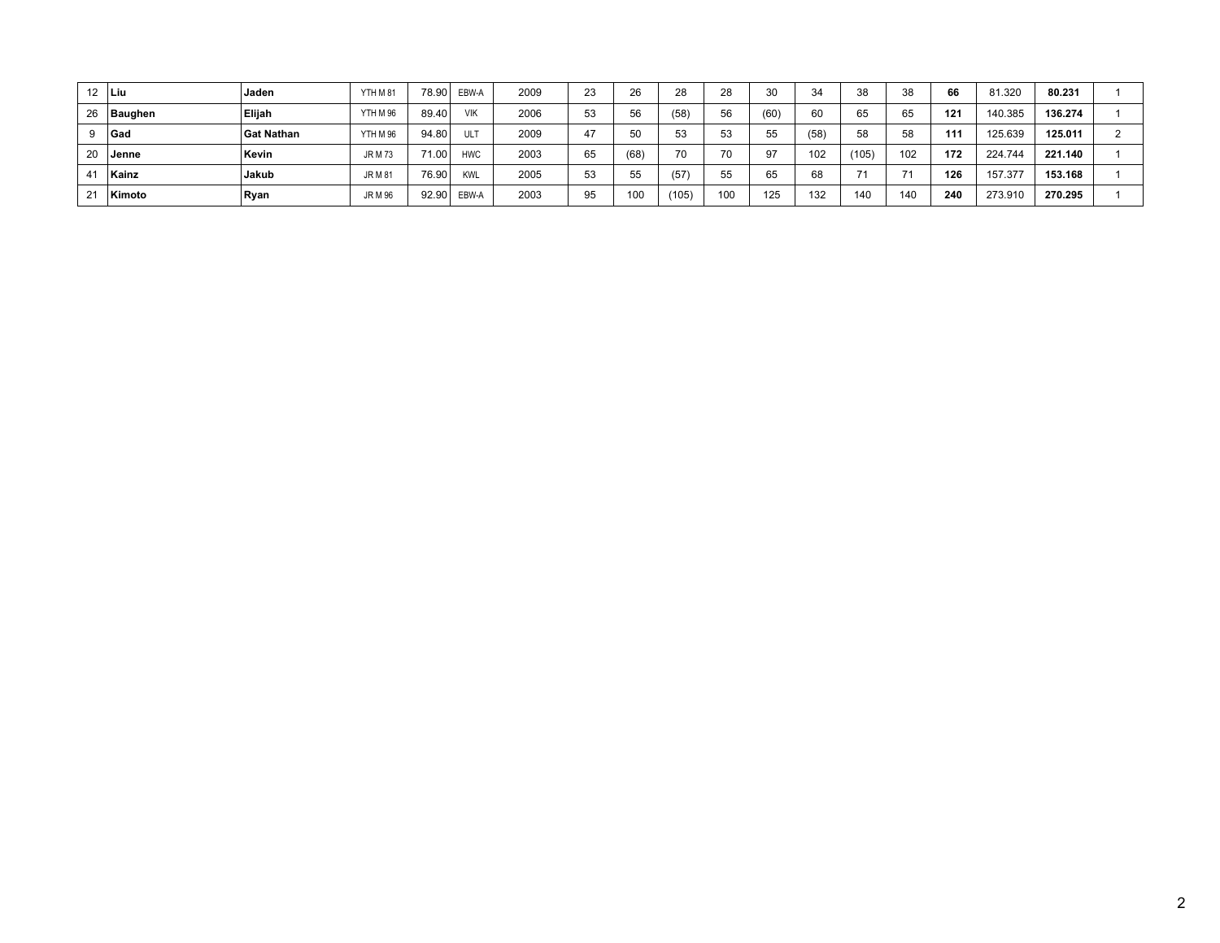| | | | | | | | | | | | | | | | | | | | | |
|---|---|---|---|---|---|---|---|---|---|---|---|---|---|---|---|---|---|---|---|---|
| 12 | **Liu** | **Jaden** | YTH M 81 | 78.90 | EBW-A | 2009 | 23 | 26 | 28 | 28 | 30 | 34 | 38 | 38 | **66** | 81.320 | **80.231** | 1 |
| 26 | **Baughen** | **Elijah** | YTH M 96 | 89.40 | VIK | 2006 | 53 | 56 | (58) | 56 | (60) | 60 | 65 | 65 | **121** | 140.385 | **136.274** | 1 |
| 9 | **Gad** | **Gat Nathan** | YTH M 96 | 94.80 | ULT | 2009 | 47 | 50 | 53 | 53 | 55 | (58) | 58 | 58 | **111** | 125.639 | **125.011** | 2 |
| 20 | **Jenne** | **Kevin** | JR M 73 | 71.00 | HWC | 2003 | 65 | (68) | 70 | 70 | 97 | 102 | (105) | 102 | **172** | 224.744 | **221.140** | 1 |
| 41 | **Kainz** | **Jakub** | JR M 81 | 76.90 | KWL | 2005 | 53 | 55 | (57) | 55 | 65 | 68 | 71 | 71 | **126** | 157.377 | **153.168** | 1 |
| 21 | **Kimoto** | **Ryan** | JR M 96 | 92.90 | EBW-A | 2003 | 95 | 100 | (105) | 100 | 125 | 132 | 140 | 140 | **240** | 273.910 | **270.295** | 1 |